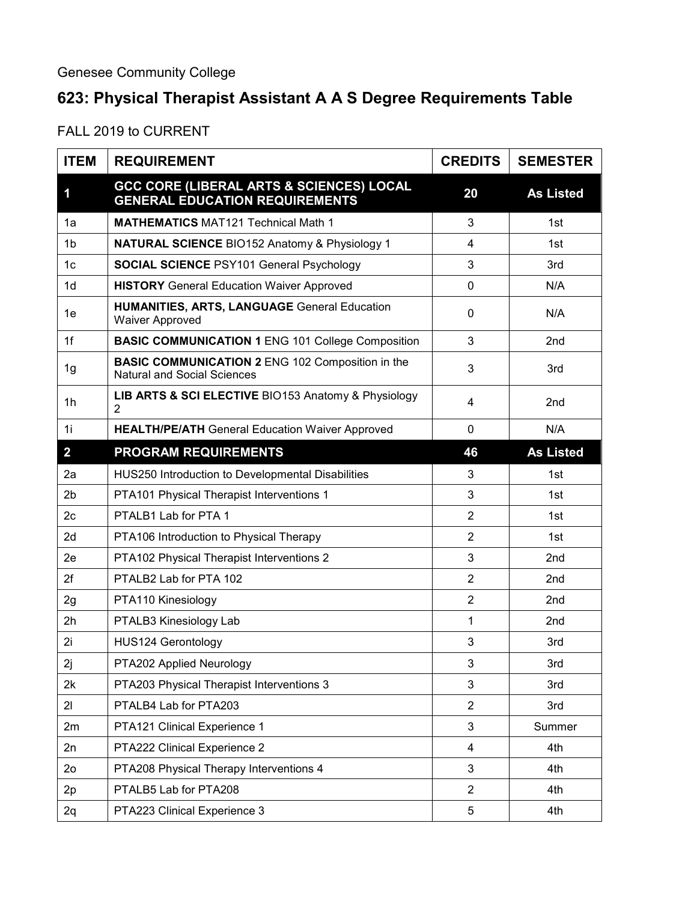Genesee Community College

# 623: Physical Therapist Assistant A A S Degree Requirements Table

FALL 2019 to CURRENT

| ITEM | REQUIREMENT | CREDITS | SEMESTER |
|---|---|---|---|
| **1** | **GCC CORE (LIBERAL ARTS & SCIENCES) LOCAL GENERAL EDUCATION REQUIREMENTS** | **20** | **As Listed** |
| 1a | **MATHEMATICS** MAT121 Technical Math 1 | 3 | 1st |
| 1b | **NATURAL SCIENCE** BIO152 Anatomy & Physiology 1 | 4 | 1st |
| 1c | **SOCIAL SCIENCE** PSY101 General Psychology | 3 | 3rd |
| 1d | **HISTORY** General Education Waiver Approved | 0 | N/A |
| 1e | **HUMANITIES, ARTS, LANGUAGE** General Education Waiver Approved | 0 | N/A |
| 1f | **BASIC COMMUNICATION 1** ENG 101 College Composition | 3 | 2nd |
| 1g | **BASIC COMMUNICATION 2** ENG 102 Composition in the Natural and Social Sciences | 3 | 3rd |
| 1h | **LIB ARTS & SCI ELECTIVE** BIO153 Anatomy & Physiology 2 | 4 | 2nd |
| 1i | **HEALTH/PE/ATH** General Education Waiver Approved | 0 | N/A |
| **2** | **PROGRAM REQUIREMENTS** | **46** | **As Listed** |
| 2a | HUS250 Introduction to Developmental Disabilities | 3 | 1st |
| 2b | PTA101 Physical Therapist Interventions 1 | 3 | 1st |
| 2c | PTALB1 Lab for PTA 1 | 2 | 1st |
| 2d | PTA106 Introduction to Physical Therapy | 2 | 1st |
| 2e | PTA102 Physical Therapist Interventions 2 | 3 | 2nd |
| 2f | PTALB2 Lab for PTA 102 | 2 | 2nd |
| 2g | PTA110 Kinesiology | 2 | 2nd |
| 2h | PTALB3 Kinesiology Lab | 1 | 2nd |
| 2i | HUS124 Gerontology | 3 | 3rd |
| 2j | PTA202 Applied Neurology | 3 | 3rd |
| 2k | PTA203 Physical Therapist Interventions 3 | 3 | 3rd |
| 2l | PTALB4 Lab for PTA203 | 2 | 3rd |
| 2m | PTA121 Clinical Experience 1 | 3 | Summer |
| 2n | PTA222 Clinical Experience 2 | 4 | 4th |
| 2o | PTA208 Physical Therapy Interventions 4 | 3 | 4th |
| 2p | PTALB5 Lab for PTA208 | 2 | 4th |
| 2q | PTA223 Clinical Experience 3 | 5 | 4th |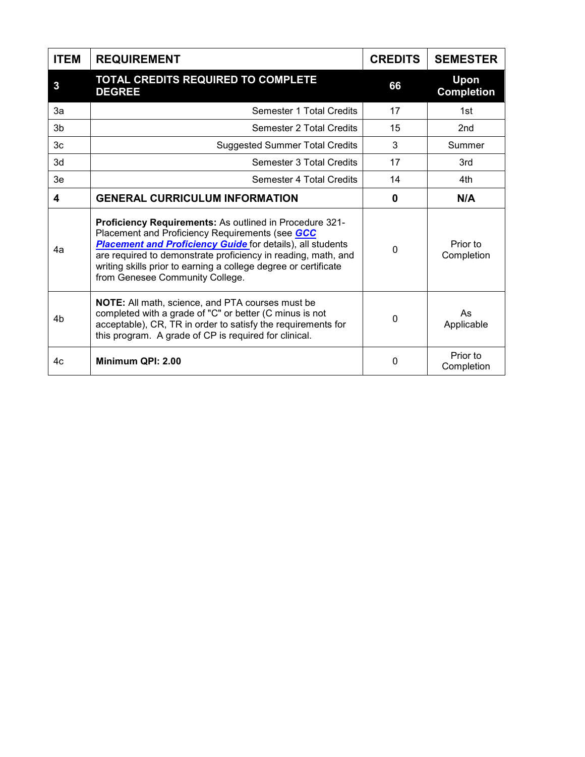| ITEM | REQUIREMENT | CREDITS | SEMESTER |
| --- | --- | --- | --- |
| **3** | **TOTAL CREDITS REQUIRED TO COMPLETE DEGREE** | **66** | **Upon Completion** |
| 3a | Semester 1 Total Credits | 17 | 1st |
| 3b | Semester 2 Total Credits | 15 | 2nd |
| 3c | Suggested Summer Total Credits | 3 | Summer |
| 3d | Semester 3 Total Credits | 17 | 3rd |
| 3e | Semester 4 Total Credits | 14 | 4th |
| **4** | **GENERAL CURRICULUM INFORMATION** | **0** | **N/A** |
| 4a | **Proficiency Requirements:** As outlined in Procedure 321-Placement and Proficiency Requirements (see ***GCC Placement and Proficiency Guide*** for details), all students are required to demonstrate proficiency in reading, math, and writing skills prior to earning a college degree or certificate from Genesee Community College. | 0 | Prior to Completion |
| 4b | **NOTE:** All math, science, and PTA courses must be completed with a grade of "C" or better (C minus is not acceptable), CR, TR in order to satisfy the requirements for this program. A grade of CP is required for clinical. | 0 | As Applicable |
| 4c | **Minimum QPI: 2.00** | 0 | Prior to Completion |